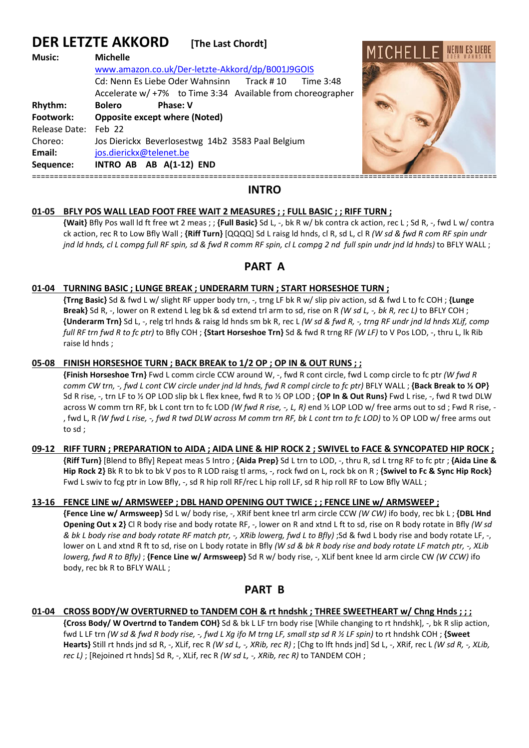# DER LETZTE AKKORD [The Last Chordt]

| | |
|---|---|
| **Music:** | **Michelle** |
| | www.amazon.co.uk/Der-letzte-Akkord/dp/B001J9GOIS |
| | Cd: Nenn Es Liebe Oder Wahnsinn Track # 10 Time 3:48 |
| | Accelerate w/ +7% to Time 3:34 Available from choreographer |
| **Rhythm:** | **Bolero** **Phase: V** |
| **Footwork:** | **Opposite except where (Noted)** |
| Release Date: | Feb 22 |
| Choreo: | Jos Dierickx Beverlosestwg 14b2 3583 Paal Belgium |
| **Email:** | jos.dierickx@telenet.be |
| **Sequence:** | **INTRO AB AB A(1-12) END** |

## INTRO

**01-05 BFLY POS WALL LEAD FOOT FREE WAIT 2 MEASURES ; ; FULL BASIC ; ; RIFF TURN ;**

**{Wait}** Bfly Pos wall ld ft free wt 2 meas ; ; **{Full Basic}** Sd L, -, bk R w/ bk contra ck action, rec L ; Sd R, -, fwd L w/ contra ck action, rec R to Low Bfly Wall ; **{Riff Turn}** [QQQQ] Sd L raisg ld hnds, cl R, sd L, cl R *(W sd & fwd R com RF spin undr jnd ld hnds, cl L compg full RF spin, sd & fwd R comm RF spin, cl L compg 2 nd full spin undr jnd ld hnds)* to BFLY WALL ;

## PART A

**01-04 TURNING BASIC ; LUNGE BREAK ; UNDERARM TURN ; START HORSESHOE TURN ;**

**{Trng Basic}** Sd & fwd L w/ slight RF upper body trn, -, trng LF bk R w/ slip piv action, sd & fwd L to fc COH ; **{Lunge Break}** Sd R, -, lower on R extend L leg bk & sd extend trl arm to sd, rise on R *(W sd L, -, bk R, rec L)* to BFLY COH ; **{Underarm Trn}** Sd L, -, relg trl hnds & raisg ld hnds sm bk R, rec L *(W sd & fwd R, -, trng RF undr jnd ld hnds XLif, comp full RF trn fwd R to fc ptr)* to Bfly COH ; **{Start Horseshoe Trn}** Sd & fwd R trng RF *(W LF)* to V Pos LOD, -, thru L, lk Rib raise ld hnds ;

**05-08 FINISH HORSESHOE TURN ; BACK BREAK to 1/2 OP ; OP IN & OUT RUNS ; ;**

**{Finish Horseshoe Trn}** Fwd L comm circle CCW around W, -, fwd R cont circle, fwd L comp circle to fc ptr *(W fwd R comm CW trn, -, fwd L cont CW circle under jnd ld hnds, fwd R compl circle to fc ptr)* BFLY WALL ; **{Back Break to ½ OP}** Sd R rise, -, trn LF to ½ OP LOD slip bk L flex knee, fwd R to ½ OP LOD ; **{OP In & Out Runs}** Fwd L rise, -, fwd R twd DLW across W comm trn RF, bk L cont trn to fc LOD *(W fwd R rise, -, L, R)* end ½ LOP LOD w/ free arms out to sd ; Fwd R rise, -, fwd L, R *(W fwd L rise, -, fwd R twd DLW across M comm trn RF, bk L cont trn to fc LOD)* to ½ OP LOD w/ free arms out to sd ;

**09-12 RIFF TURN ; PREPARATION to AIDA ; AIDA LINE & HIP ROCK 2 ; SWIVEL to FACE & SYNCOPATED HIP ROCK ;**

**{Riff Turn}** [Blend to Bfly] Repeat meas 5 Intro ; **{Aida Prep}** Sd L trn to LOD, -, thru R, sd L trng RF to fc ptr ; **{Aida Line & Hip Rock 2}** Bk R to bk to bk V pos to R LOD raisg tl arms, -, rock fwd on L, rock bk on R ; **{Swivel to Fc & Sync Hip Rock}** Fwd L swiv to fcg ptr in Low Bfly, -, sd R hip roll RF/rec L hip roll LF, sd R hip roll RF to Low Bfly WALL ;

**13-16 FENCE LINE w/ ARMSWEEP ; DBL HAND OPENING OUT TWICE ; ; FENCE LINE w/ ARMSWEEP ;**

**{Fence Line w/ Armsweep}** Sd L w/ body rise, -, XRif bent knee trl arm circle CCW *(W CW)* ifo body, rec bk L ; **{DBL Hnd Opening Out x 2}** Cl R body rise and body rotate RF, -, lower on R and xtnd L ft to sd, rise on R body rotate in Bfly *(W sd & bk L body rise and body rotate RF match ptr, -, XRib lowerg, fwd L to Bfly)* ;Sd & fwd L body rise and body rotate LF, -, lower on L and xtnd R ft to sd, rise on L body rotate in Bfly *(W sd & bk R body rise and body rotate LF match ptr, -, XLib lowerg, fwd R to Bfly)* ; **{Fence Line w/ Armsweep}** Sd R w/ body rise, -, XLif bent knee ld arm circle CW *(W CCW)* ifo body, rec bk R to BFLY WALL ;

## PART B

**01-04 CROSS BODY/W OVERTURNED to TANDEM COH & rt hndshk ; THREE SWEETHEART w/ Chng Hnds ; ; ;**

**{Cross Body/ W Overtrnd to Tandem COH}** Sd & bk L LF trn body rise [While changing to rt hndshk], -, bk R slip action, fwd L LF trn *(W sd & fwd R body rise, -, fwd L Xg ifo M trng LF, small stp sd R ½ LF spin)* to rt hndshk COH ; **{Sweet Hearts}** Still rt hnds jnd sd R, -, XLif, rec R *(W sd L, -, XRib, rec R)* ; [Chg to lft hnds jnd] Sd L, -, XRif, rec L *(W sd R, -, XLib, rec L)* ; [Rejoined rt hnds] Sd R, -, XLif, rec R *(W sd L, -, XRib, rec R)* to TANDEM COH ;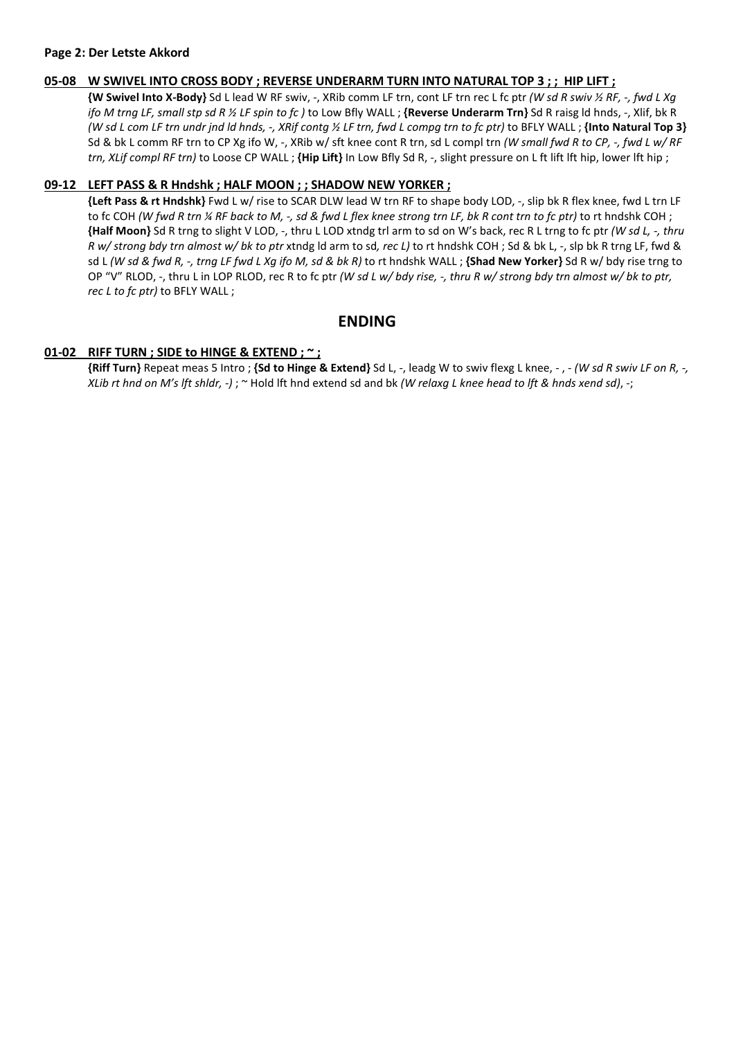**Page 2: Der Letste Akkord**

**05-08 W SWIVEL INTO CROSS BODY ; REVERSE UNDERARM TURN INTO NATURAL TOP 3 ; ; HIP LIFT ;**

**{W Swivel Into X-Body}** Sd L lead W RF swiv, -, XRib comm LF trn, cont LF trn rec L fc ptr *(W sd R swiv ½ RF, -, fwd L Xg ifo M trng LF, small stp sd R ½ LF spin to fc )* to Low Bfly WALL ; **{Reverse Underarm Trn}** Sd R raisg ld hnds, -, Xlif, bk R *(W sd L com LF trn undr jnd ld hnds, -, XRif contg ½ LF trn, fwd L compg trn to fc ptr)* to BFLY WALL ; **{Into Natural Top 3}** Sd & bk L comm RF trn to CP Xg ifo W, -, XRib w/ sft knee cont R trn, sd L compl trn *(W small fwd R to CP, -, fwd L w/ RF trn, XLif compl RF trn)* to Loose CP WALL ; **{Hip Lift}** In Low Bfly Sd R, -, slight pressure on L ft lift lft hip, lower lft hip ;

**09-12 LEFT PASS & R Hndshk ; HALF MOON ; ; SHADOW NEW YORKER ;**

**{Left Pass & rt Hndshk}** Fwd L w/ rise to SCAR DLW lead W trn RF to shape body LOD, -, slip bk R flex knee, fwd L trn LF to fc COH *(W fwd R trn ¼ RF back to M, -, sd & fwd L flex knee strong trn LF, bk R cont trn to fc ptr)* to rt hndshk COH ; **{Half Moon}** Sd R trng to slight V LOD, -, thru L LOD xtndg trl arm to sd on W's back, rec R L trng to fc ptr *(W sd L, -, thru R w/ strong bdy trn almost w/ bk to ptr* xtndg ld arm to sd*, rec L)* to rt hndshk COH ; Sd & bk L, -, slp bk R trng LF, fwd & sd L *(W sd & fwd R, -, trng LF fwd L Xg ifo M, sd & bk R)* to rt hndshk WALL ; **{Shad New Yorker}** Sd R w/ bdy rise trng to OP "V" RLOD, -, thru L in LOP RLOD, rec R to fc ptr *(W sd L w/ bdy rise, -, thru R w/ strong bdy trn almost w/ bk to ptr, rec L to fc ptr)* to BFLY WALL ;

## ENDING

**01-02 RIFF TURN ; SIDE to HINGE & EXTEND ; ~ ;**

**{Riff Turn}** Repeat meas 5 Intro ; **{Sd to Hinge & Extend}** Sd L, -, leadg W to swiv flexg L knee, - , - *(W sd R swiv LF on R, -, XLib rt hnd on M's lft shldr, -)* ; ~ Hold lft hnd extend sd and bk *(W relaxg L knee head to lft & hnds xend sd)*, -;